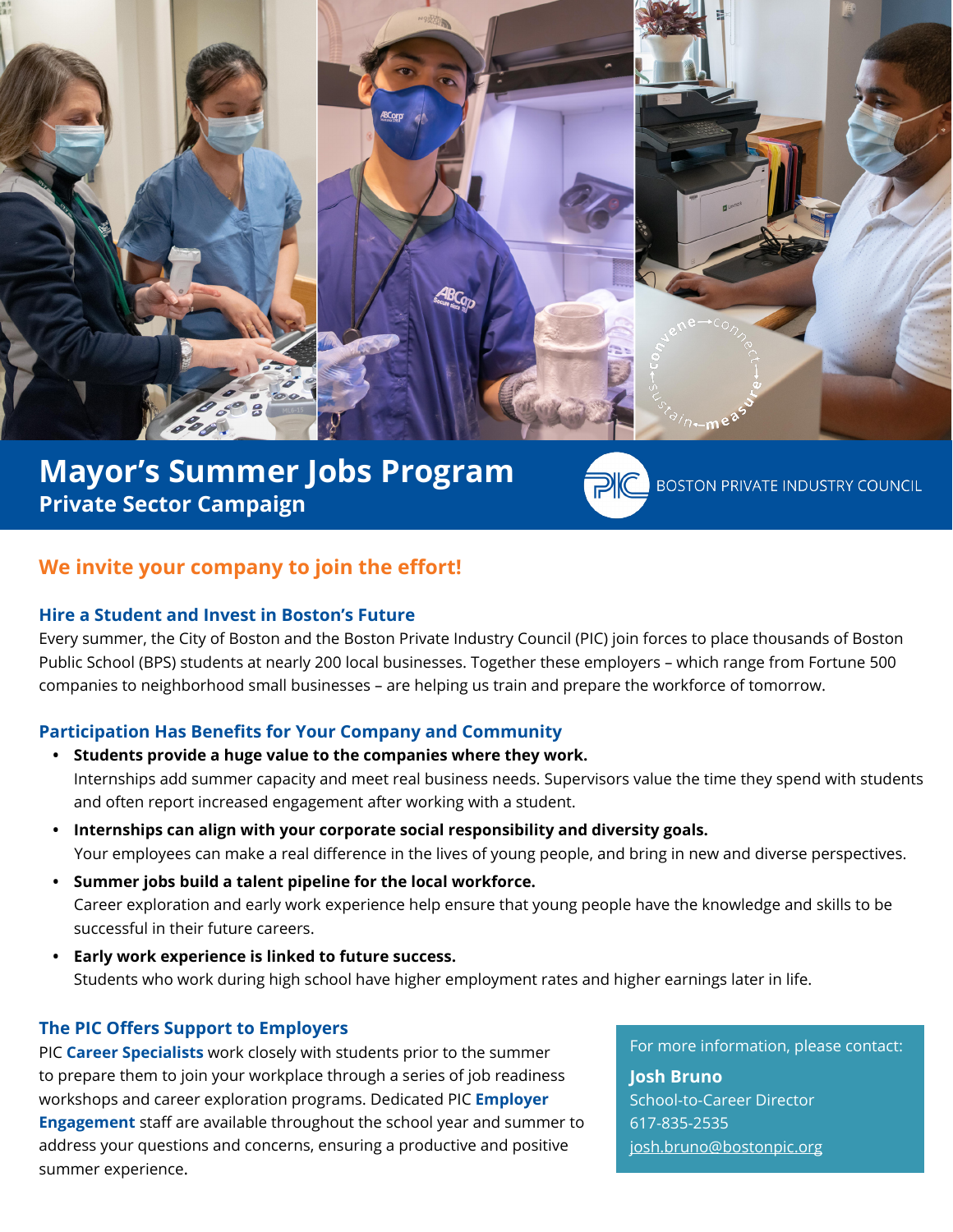# Mayor's Summer Jobs Program

**Private Sector Campaign**

BOSTON PRIVATE INDUSTRY COUNCIL

## We invite your company to join the effort!

### Hire a Student and Invest in Boston's Future

Every summer, the City of Boston and the Boston Private Industry Council (PIC) join forces to place thousands of Boston Public School (BPS) students at nearly 200 local businesses. Together these employers – which range from Fortune 500 companies to neighborhood small businesses – are helping us train and prepare the workforce of tomorrow.

### Participation Has Benefits for Your Company and Community

- **Students provide a huge value to the companies where they work.**
  Internships add summer capacity and meet real business needs. Supervisors value the time they spend with students and often report increased engagement after working with a student.
- **Internships can align with your corporate social responsibility and diversity goals.**
  Your employees can make a real difference in the lives of young people, and bring in new and diverse perspectives.
- **Summer jobs build a talent pipeline for the local workforce.**
  Career exploration and early work experience help ensure that young people have the knowledge and skills to be successful in their future careers.
- **Early work experience is linked to future success.**
  Students who work during high school have higher employment rates and higher earnings later in life.

### The PIC Offers Support to Employers

PIC **Career Specialists** work closely with students prior to the summer to prepare them to join your workplace through a series of job readiness workshops and career exploration programs. Dedicated PIC **Employer Engagement** staff are available throughout the school year and summer to address your questions and concerns, ensuring a productive and positive summer experience.

For more information, please contact:

**Josh Bruno**
School-to-Career Director
617-835-2535
josh.bruno@bostonpic.org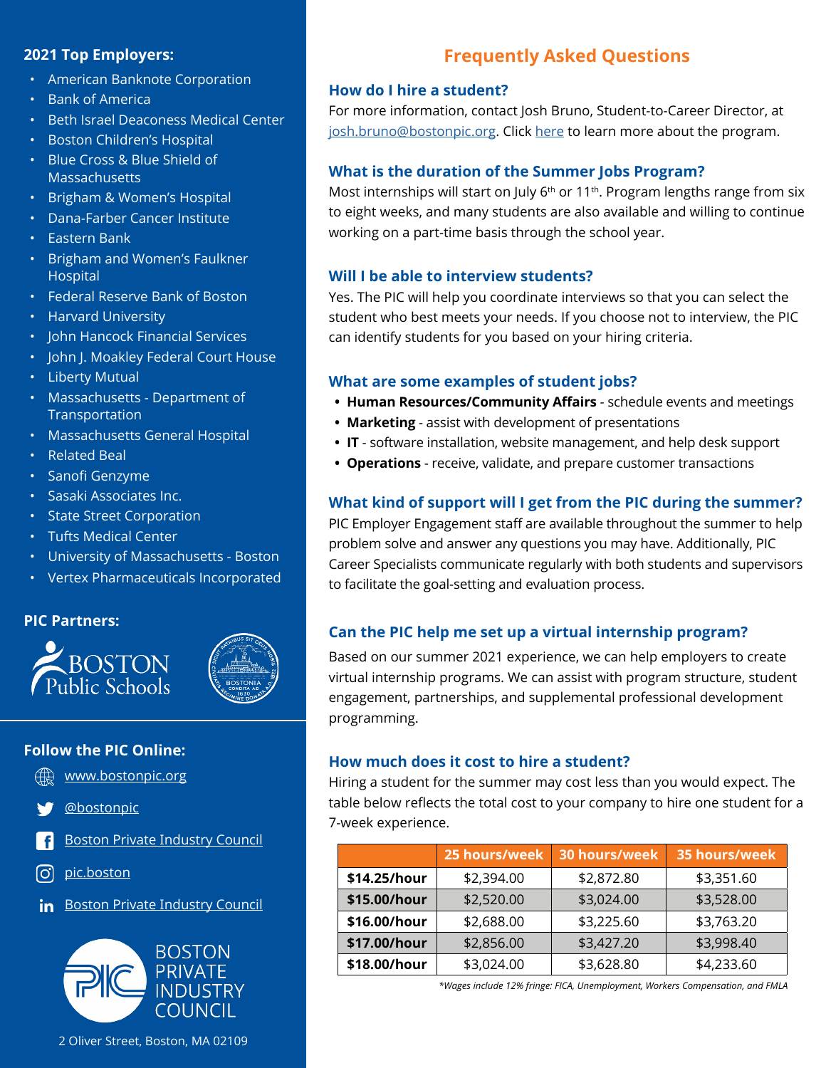## 2021 Top Employers:

- American Banknote Corporation
- Bank of America
- Beth Israel Deaconess Medical Center
- Boston Children's Hospital
- Blue Cross & Blue Shield of Massachusetts
- Brigham & Women's Hospital
- Dana-Farber Cancer Institute
- Eastern Bank
- Brigham and Women's Faulkner Hospital
- Federal Reserve Bank of Boston
- Harvard University
- John Hancock Financial Services
- John J. Moakley Federal Court House
- Liberty Mutual
- Massachusetts - Department of Transportation
- Massachusetts General Hospital
- Related Beal
- Sanofi Genzyme
- Sasaki Associates Inc.
- State Street Corporation
- Tufts Medical Center
- University of Massachusetts - Boston
- Vertex Pharmaceuticals Incorporated

## PIC Partners:

BOSTON Public Schools

## Follow the PIC Online:

- www.bostonpic.org
- @bostonpic
- Boston Private Industry Council
- pic.boston
- Boston Private Industry Council

BOSTON PRIVATE INDUSTRY COUNCIL

2 Oliver Street, Boston, MA 02109

# Frequently Asked Questions

### How do I hire a student?

For more information, contact Josh Bruno, Student-to-Career Director, at josh.bruno@bostonpic.org. Click here to learn more about the program.

### What is the duration of the Summer Jobs Program?

Most internships will start on July 6th or 11th. Program lengths range from six to eight weeks, and many students are also available and willing to continue working on a part-time basis through the school year.

### Will I be able to interview students?

Yes. The PIC will help you coordinate interviews so that you can select the student who best meets your needs. If you choose not to interview, the PIC can identify students for you based on your hiring criteria.

### What are some examples of student jobs?

- **Human Resources/Community Affairs** - schedule events and meetings
- **Marketing** - assist with development of presentations
- **IT** - software installation, website management, and help desk support
- **Operations** - receive, validate, and prepare customer transactions

### What kind of support will I get from the PIC during the summer?

PIC Employer Engagement staff are available throughout the summer to help problem solve and answer any questions you may have. Additionally, PIC Career Specialists communicate regularly with both students and supervisors to facilitate the goal-setting and evaluation process.

### Can the PIC help me set up a virtual internship program?

Based on our summer 2021 experience, we can help employers to create virtual internship programs. We can assist with program structure, student engagement, partnerships, and supplemental professional development programming.

### How much does it cost to hire a student?

Hiring a student for the summer may cost less than you would expect. The table below reflects the total cost to your company to hire one student for a 7-week experience.

| | 25 hours/week | 30 hours/week | 35 hours/week |
|---|---|---|---|
| **$14.25/hour** | $2,394.00 | $2,872.80 | $3,351.60 |
| **$15.00/hour** | $2,520.00 | $3,024.00 | $3,528.00 |
| **$16.00/hour** | $2,688.00 | $3,225.60 | $3,763.20 |
| **$17.00/hour** | $2,856.00 | $3,427.20 | $3,998.40 |
| **$18.00/hour** | $3,024.00 | $3,628.80 | $4,233.60 |

*\*Wages include 12% fringe: FICA, Unemployment, Workers Compensation, and FMLA*